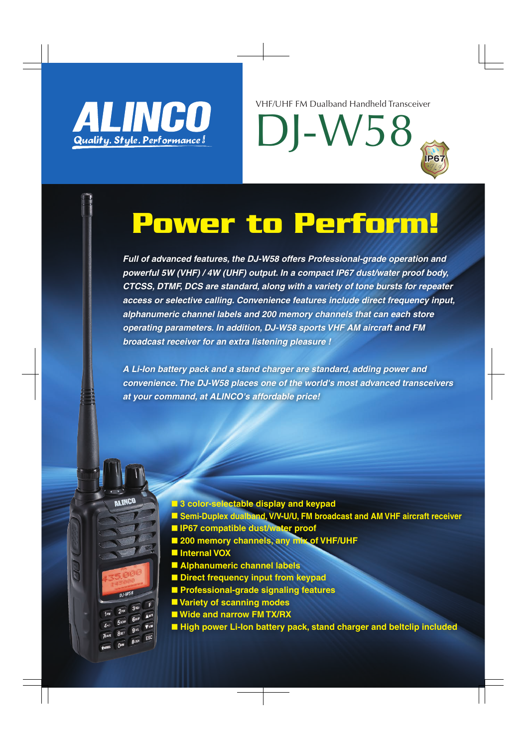ALINCO
Quality. Style. Performance!

VHF/UHF FM Dualband Handheld Transceiver

# DJ-W58

IP67

## Power to Perform!

*Full of advanced features, the DJ-W58 offers Professional-grade operation and powerful 5W (VHF) / 4W (UHF) output. In a compact IP67 dust/water proof body, CTCSS, DTMF, DCS are standard, along with a variety of tone bursts for repeater access or selective calling. Convenience features include direct frequency input, alphanumeric channel labels and 200 memory channels that can each store operating parameters. In addition, DJ-W58 sports VHF AM aircraft and FM broadcast receiver for an extra listening pleasure !*

*A Li-Ion battery pack and a stand charger are standard, adding power and convenience. The DJ-W58 places one of the world's most advanced transceivers at your command, at ALINCO's affordable price!*

- **3 color-selectable display and keypad**
- **Semi-Duplex dualband, V/V-U/U, FM broadcast and AM VHF aircraft receiver**
- **IP67 compatible dust/water proof**
- **200 memory channels, any mix of VHF/UHF**
- **Internal VOX**
- **Alphanumeric channel labels**
- **Direct frequency input from keypad**
- **Professional-grade signaling features**
- **Variety of scanning modes**
- **Wide and narrow FM TX/RX**
- **High power Li-Ion battery pack, stand charger and beltclip included**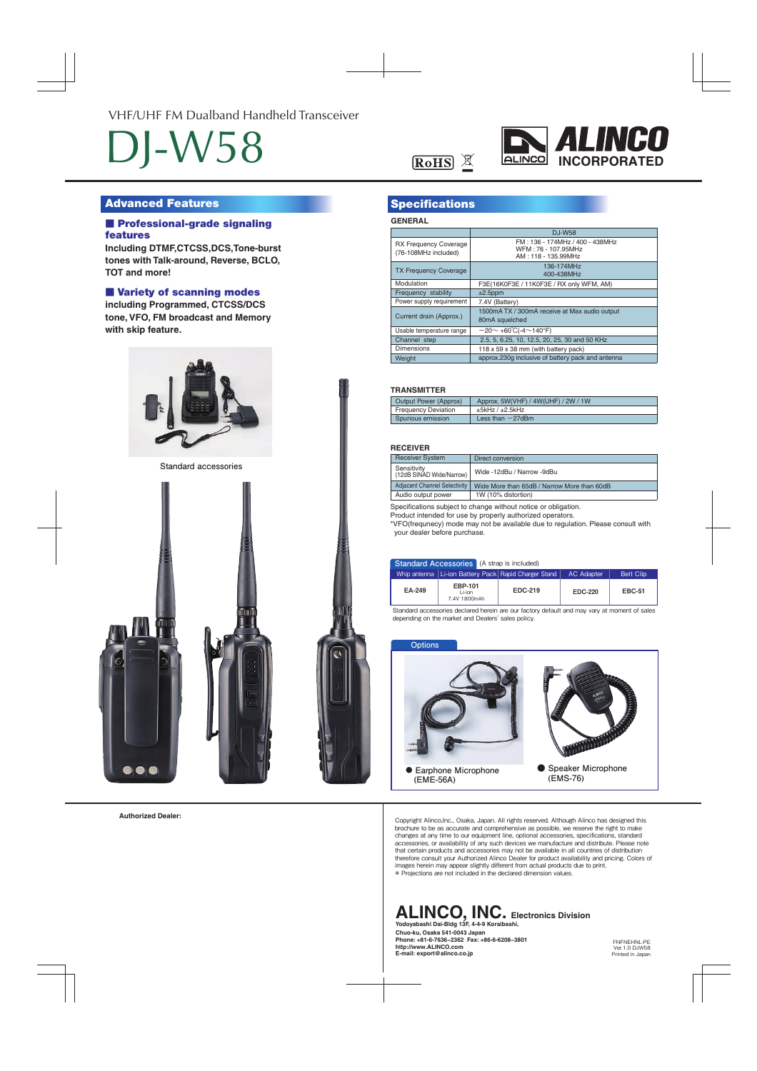VHF/UHF FM Dualband Handheld Transceiver

# DJ-W58

ALINCO INCORPORATED

## Advanced Features

### ■ Professional-grade signaling features

**Including DTMF,CTCSS,DCS,Tone-burst tones with Talk-around, Reverse, BCLO, TOT and more!**

### ■ Variety of scanning modes

**including Programmed, CTCSS/DCS tone, VFO, FM broadcast and Memory with skip feature.**

Standard accessories

## Specifications

### GENERAL

| | DJ-W58 |
|---|---|
| RX Frequency Coverage (76-108MHz included) | FM : 136 - 174MHz / 400 - 438MHz<br>WFM : 76 - 107.95MHz<br>AM : 118 - 135.99MHz |
| TX Frequency Coverage | 136-174MHz<br>400-438MHz |
| Modulation | F3E(16K0F3E / 11K0F3E / RX only WFM, AM) |
| Frequency stability | ±2.5ppm |
| Power supply requirement | 7.4V (Battery) |
| Current drain (Approx.) | 1500mA TX / 300mA receive at Max audio output<br>80mA squelched |
| Usable temperature range | −20〜 +60°C(-4〜140°F) |
| Channel step | 2.5, 5, 6.25, 10, 12.5, 20, 25, 30 and 50 KHz |
| Dimensions | 118 x 59 x 38 mm (with battery pack) |
| Weight | approx.230g inclusive of battery pack and antenna |

### TRANSMITTER

| | |
|---|---|
| Output Power (Approx) | Approx. 5W(VHF) / 4W(UHF) / 2W / 1W |
| Frequency Deviation | ±5kHz / ±2.5kHz |
| Spurious emission | Less than −27dBm |

### RECEIVER

| | |
|---|---|
| Receiver System | Direct conversion |
| Sensitivity (12dB SINAD Wide/Narrow) | Wide -12dBu / Narrow -9dBu |
| Adjacent Channel Selectivity | Wide More than 65dB / Narrow More than 60dB |
| Audio output power | 1W (10% distortion) |

Specifications subject to change without notice or obligation.
Product intended for use by properly authorized operators.
*VFO(frequnecy) mode may not be available due to regulation. Please consult with your dealer before purchase.

### Standard Accessories (A strap is included)

| Whip antenna | Li-ion Battery Pack | Rapid Charger Stand | AC Adapter | Belt Clip |
|---|---|---|---|---|
| EA-249 | EBP-101<br>Li-ion<br>7.4V 1800mAh | EDC-219 | EDC-220 | EBC-51 |

Standard accessories declared herein are our factory default and may vary at moment of sales depending on the market and Dealers' sales policy.

### Options

● Earphone Microphone (EME-56A)

● Speaker Microphone (EMS-76)

**Authorized Dealer:**

Copyright Alinco,Inc., Osaka, Japan. All rights reserved. Although Alinco has designed this brochure to be as accurate and comprehensive as possible, we reserve the right to make changes at any time to our equipment line, optional accessories, specifications, standard accessories, or availability of any such devices we manufacture and distribute. Please note that certain products and accessories may not be available in all countries of distribution therefore consult your Authorized Alinco Dealer for product availability and pricing. Colors of images herein may appear slightly different from actual products due to print.
* Projections are not included in the declared dimension values.

**ALINCO, INC.** Electronics Division
**Yodoyabashi Dai-Bldg 13F, 4-4-9 Koraibashi,**
**Chuo-ku, Osaka 541-0043 Japan**
**Phone: +81-6-7636-2362 Fax: +86-6-6208-3801**
**http://www.ALINCO.com**
**E-mail: export@alinco.co.jp**

FNFNEHNL-PE
Ver.1.0 DJW58
Printed in Japan